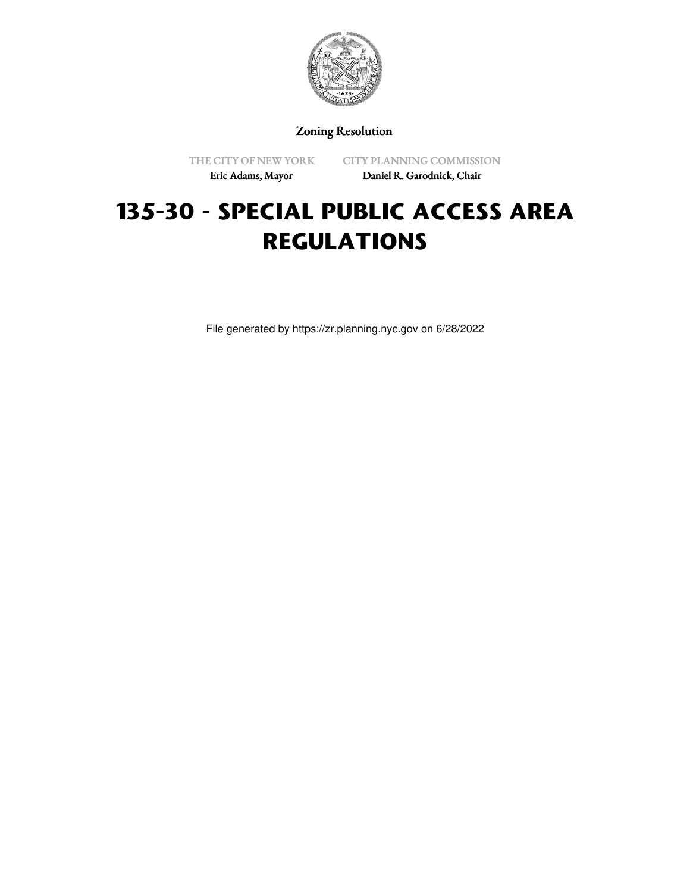Zoning Resolution

THE CITY OF NEW YORK
Eric Adams, Mayor

CITY PLANNING COMMISSION
Daniel R. Garodnick, Chair

# 135-30 - SPECIAL PUBLIC ACCESS AREA REGULATIONS

File generated by https://zr.planning.nyc.gov on 6/28/2022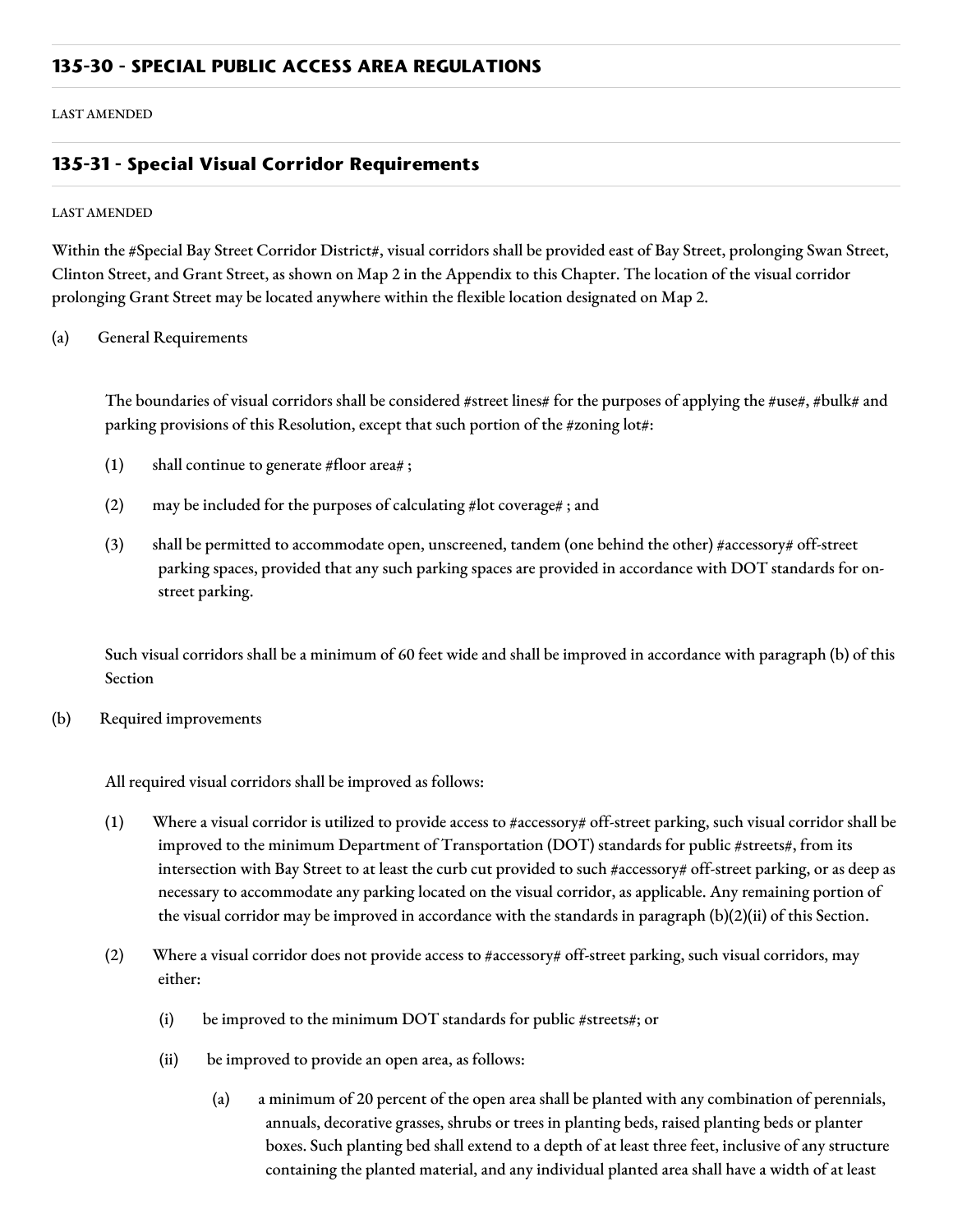## 135-30 - SPECIAL PUBLIC ACCESS AREA REGULATIONS

LAST AMENDED

### 135-31 - Special Visual Corridor Requirements

LAST AMENDED

Within the #Special Bay Street Corridor District#, visual corridors shall be provided east of Bay Street, prolonging Swan Street, Clinton Street, and Grant Street, as shown on Map 2 in the Appendix to this Chapter. The location of the visual corridor prolonging Grant Street may be located anywhere within the flexible location designated on Map 2.

(a) General Requirements

The boundaries of visual corridors shall be considered #street lines# for the purposes of applying the #use#, #bulk# and parking provisions of this Resolution, except that such portion of the #zoning lot#:

(1) shall continue to generate #floor area# ;

(2) may be included for the purposes of calculating #lot coverage# ; and

(3) shall be permitted to accommodate open, unscreened, tandem (one behind the other) #accessory# off-street parking spaces, provided that any such parking spaces are provided in accordance with DOT standards for on-street parking.

Such visual corridors shall be a minimum of 60 feet wide and shall be improved in accordance with paragraph (b) of this Section

(b) Required improvements

All required visual corridors shall be improved as follows:

(1) Where a visual corridor is utilized to provide access to #accessory# off-street parking, such visual corridor shall be improved to the minimum Department of Transportation (DOT) standards for public #streets#, from its intersection with Bay Street to at least the curb cut provided to such #accessory# off-street parking, or as deep as necessary to accommodate any parking located on the visual corridor, as applicable. Any remaining portion of the visual corridor may be improved in accordance with the standards in paragraph (b)(2)(ii) of this Section.

(2) Where a visual corridor does not provide access to #accessory# off-street parking, such visual corridors, may either:

(i) be improved to the minimum DOT standards for public #streets#; or

(ii) be improved to provide an open area, as follows:

(a) a minimum of 20 percent of the open area shall be planted with any combination of perennials, annuals, decorative grasses, shrubs or trees in planting beds, raised planting beds or planter boxes. Such planting bed shall extend to a depth of at least three feet, inclusive of any structure containing the planted material, and any individual planted area shall have a width of at least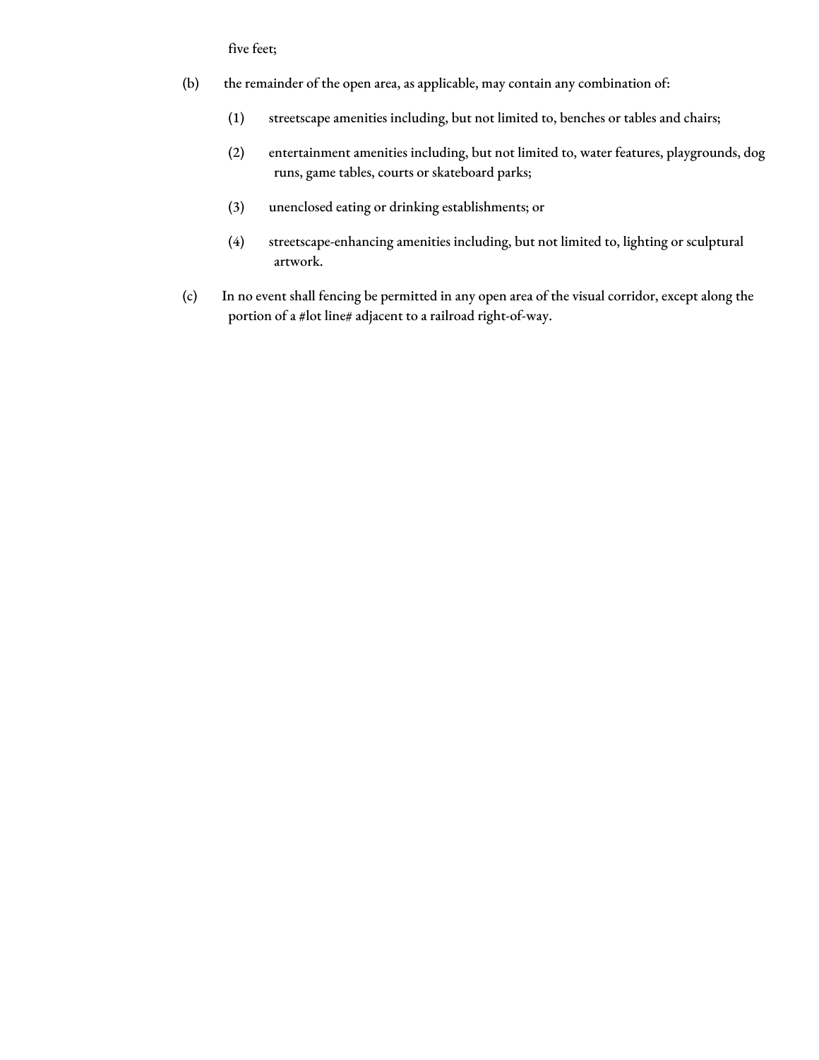five feet;

(b) the remainder of the open area, as applicable, may contain any combination of:

(1) streetscape amenities including, but not limited to, benches or tables and chairs;

(2) entertainment amenities including, but not limited to, water features, playgrounds, dog runs, game tables, courts or skateboard parks;

(3) unenclosed eating or drinking establishments; or

(4) streetscape-enhancing amenities including, but not limited to, lighting or sculptural artwork.

(c) In no event shall fencing be permitted in any open area of the visual corridor, except along the portion of a #lot line# adjacent to a railroad right-of-way.